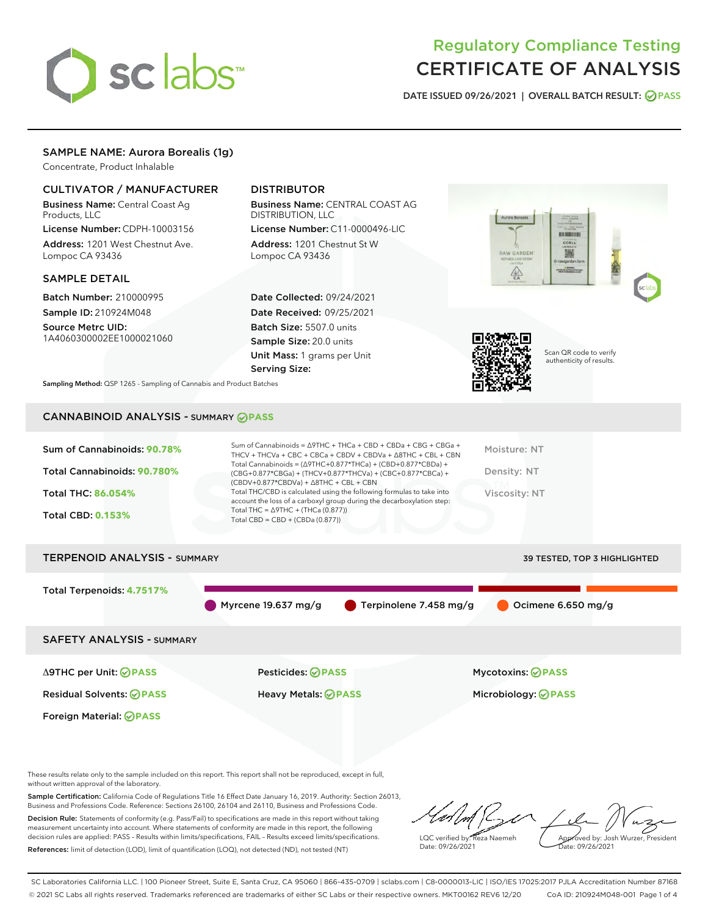# Regulatory Compliance Testing
# CERTIFICATE OF ANALYSIS

DATE ISSUED 09/26/2021 | OVERALL BATCH RESULT: PASS

## SAMPLE NAME: Aurora Borealis (1g)

Concentrate, Product Inhalable

### CULTIVATOR / MANUFACTURER

**Business Name:** Central Coast Ag Products, LLC
**License Number:** CDPH-10003156
**Address:** 1201 West Chestnut Ave. Lompoc CA 93436

### DISTRIBUTOR

**Business Name:** CENTRAL COAST AG DISTRIBUTION, LLC
**License Number:** C11-0000496-LIC
**Address:** 1201 Chestnut St W Lompoc CA 93436

### SAMPLE DETAIL

**Batch Number:** 210000995
**Sample ID:** 210924M048
**Source Metrc UID:** 1A4060300002EE1000021060

**Date Collected:** 09/24/2021
**Date Received:** 09/25/2021
**Batch Size:** 5507.0 units
**Sample Size:** 20.0 units
**Unit Mass:** 1 grams per Unit
**Serving Size:**

Scan QR code to verify authenticity of results.

**Sampling Method:** QSP 1265 - Sampling of Cannabis and Product Batches

## CANNABINOID ANALYSIS - SUMMARY PASS

Sum of Cannabinoids: **90.78%**
Total Cannabinoids: **90.780%**
Total THC: **86.054%**
Total CBD: **0.153%**

Sum of Cannabinoids = Δ9THC + THCa + CBD + CBDa + CBG + CBGa + THCV + THCVa + CBC + CBCa + CBDV + CBDVa + Δ8THC + CBL + CBN
Total Cannabinoids = (Δ9THC+0.877*THCa) + (CBD+0.877*CBDa) + (CBG+0.877*CBGa) + (THCV+0.877*THCVa) + (CBC+0.877*CBCa) + (CBDV+0.877*CBDVa) + Δ8THC + CBL + CBN
Total THC/CBD is calculated using the following formulas to take into account the loss of a carboxyl group during the decarboxylation step:
Total THC = Δ9THC + (THCa (0.877))
Total CBD = CBD + (CBDa (0.877))

Moisture: NT
Density: NT
Viscosity: NT

## TERPENOID ANALYSIS - SUMMARY

39 TESTED, TOP 3 HIGHLIGHTED

Total Terpenoids: **4.7517%**

Myrcene 19.637 mg/g | Terpinolene 7.458 mg/g | Ocimene 6.650 mg/g

## SAFETY ANALYSIS - SUMMARY

| | | |
|---|---|---|
| Δ9THC per Unit: PASS | Pesticides: PASS | Mycotoxins: PASS |
| Residual Solvents: PASS | Heavy Metals: PASS | Microbiology: PASS |
| Foreign Material: PASS | | |

These results relate only to the sample included on this report. This report shall not be reproduced, except in full, without written approval of the laboratory.

**Sample Certification:** California Code of Regulations Title 16 Effect Date January 16, 2019. Authority: Section 26013, Business and Professions Code. Reference: Sections 26100, 26104 and 26110, Business and Professions Code.

**Decision Rule:** Statements of conformity (e.g. Pass/Fail) to specifications are made in this report without taking measurement uncertainty into account. Where statements of conformity are made in this report, the following decision rules are applied: PASS – Results within limits/specifications, FAIL – Results exceed limits/specifications.

**References:** limit of detection (LOD), limit of quantification (LOQ), not detected (ND), not tested (NT)

LQC verified by: Reza Naemeh
Date: 09/26/2021

Approved by: Josh Wurzer, President
Date: 09/26/2021

SC Laboratories California LLC. | 100 Pioneer Street, Suite E, Santa Cruz, CA 95060 | 866-435-0709 | sclabs.com | C8-0000013-LIC | ISO/IES 17025:2017 PJLA Accreditation Number 87168
© 2021 SC Labs all rights reserved. Trademarks referenced are trademarks of either SC Labs or their respective owners. MKT00162 REV6 12/20 CoA ID: 210924M048-001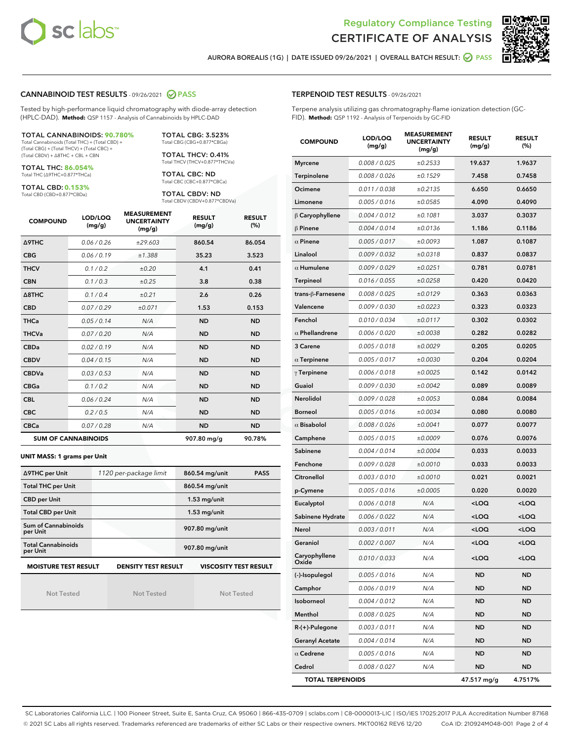# Regulatory Compliance Testing
## CERTIFICATE OF ANALYSIS

AURORA BOREALIS (1G) | DATE ISSUED 09/26/2021 | OVERALL BATCH RESULT: PASS

## CANNABINOID TEST RESULTS - 09/26/2021 PASS

Tested by high-performance liquid chromatography with diode-array detection (HPLC-DAD). **Method:** QSP 1157 - Analysis of Cannabinoids by HPLC-DAD

**TOTAL CANNABINOIDS: 90.780%**
Total Cannabinoids (Total THC) + (Total CBD) + (Total CBG) + (Total THCV) + (Total CBC) + (Total CBDV) + Δ8THC + CBL + CBN

**TOTAL THC: 86.054%**
Total THC (Δ9THC+0.877*THCa)

**TOTAL CBD: 0.153%**
Total CBD (CBD+0.877*CBDa)

**TOTAL CBG: 3.523%**
Total CBG (CBG+0.877*CBGa)

**TOTAL THCV: 0.41%**
Total THCV (THCV+0.877*THCVa)

**TOTAL CBC: ND**
Total CBC (CBC+0.877*CBCa)

**TOTAL CBDV: ND**
Total CBDV (CBDV+0.877*CBDVa)

| COMPOUND | LOD/LOQ (mg/g) | MEASUREMENT UNCERTAINTY (mg/g) | RESULT (mg/g) | RESULT (%) |
|---|---|---|---|---|
| Δ9THC | 0.06 / 0.26 | ±29.603 | 860.54 | 86.054 |
| CBG | 0.06 / 0.19 | ±1.388 | 35.23 | 3.523 |
| THCV | 0.1 / 0.2 | ±0.20 | 4.1 | 0.41 |
| CBN | 0.1 / 0.3 | ±0.25 | 3.8 | 0.38 |
| Δ8THC | 0.1 / 0.4 | ±0.21 | 2.6 | 0.26 |
| CBD | 0.07 / 0.29 | ±0.071 | 1.53 | 0.153 |
| THCa | 0.05 / 0.14 | N/A | ND | ND |
| THCVa | 0.07 / 0.20 | N/A | ND | ND |
| CBDa | 0.02 / 0.19 | N/A | ND | ND |
| CBDV | 0.04 / 0.15 | N/A | ND | ND |
| CBDVa | 0.03 / 0.53 | N/A | ND | ND |
| CBGa | 0.1 / 0.2 | N/A | ND | ND |
| CBL | 0.06 / 0.24 | N/A | ND | ND |
| CBC | 0.2 / 0.5 | N/A | ND | ND |
| CBCa | 0.07 / 0.28 | N/A | ND | ND |
| **SUM OF CANNABINOIDS** | | | **907.80 mg/g** | **90.78%** |

**UNIT MASS: 1 grams per Unit**

| | | | |
|---|---|---|---|
| Δ9THC per Unit | 1120 per-package limit | 860.54 mg/unit | PASS |
| Total THC per Unit | | 860.54 mg/unit | |
| CBD per Unit | | 1.53 mg/unit | |
| Total CBD per Unit | | 1.53 mg/unit | |
| Sum of Cannabinoids per Unit | | 907.80 mg/unit | |
| Total Cannabinoids per Unit | | 907.80 mg/unit | |

| MOISTURE TEST RESULT | DENSITY TEST RESULT | VISCOSITY TEST RESULT |
|---|---|---|
| Not Tested | Not Tested | Not Tested |

## TERPENOID TEST RESULTS - 09/26/2021

Terpene analysis utilizing gas chromatography-flame ionization detection (GC-FID). **Method:** QSP 1192 - Analysis of Terpenoids by GC-FID

| COMPOUND | LOD/LOQ (mg/g) | MEASUREMENT UNCERTAINTY (mg/g) | RESULT (mg/g) | RESULT (%) |
|---|---|---|---|---|
| Myrcene | 0.008 / 0.025 | ±0.2533 | 19.637 | 1.9637 |
| Terpinolene | 0.008 / 0.026 | ±0.1529 | 7.458 | 0.7458 |
| Ocimene | 0.011 / 0.038 | ±0.2135 | 6.650 | 0.6650 |
| Limonene | 0.005 / 0.016 | ±0.0585 | 4.090 | 0.4090 |
| β Caryophyllene | 0.004 / 0.012 | ±0.1081 | 3.037 | 0.3037 |
| β Pinene | 0.004 / 0.014 | ±0.0136 | 1.186 | 0.1186 |
| α Pinene | 0.005 / 0.017 | ±0.0093 | 1.087 | 0.1087 |
| Linalool | 0.009 / 0.032 | ±0.0318 | 0.837 | 0.0837 |
| α Humulene | 0.009 / 0.029 | ±0.0251 | 0.781 | 0.0781 |
| Terpineol | 0.016 / 0.055 | ±0.0258 | 0.420 | 0.0420 |
| trans-β-Farnesene | 0.008 / 0.025 | ±0.0129 | 0.363 | 0.0363 |
| Valencene | 0.009 / 0.030 | ±0.0223 | 0.323 | 0.0323 |
| Fenchol | 0.010 / 0.034 | ±0.0117 | 0.302 | 0.0302 |
| α Phellandrene | 0.006 / 0.020 | ±0.0038 | 0.282 | 0.0282 |
| 3 Carene | 0.005 / 0.018 | ±0.0029 | 0.205 | 0.0205 |
| α Terpinene | 0.005 / 0.017 | ±0.0030 | 0.204 | 0.0204 |
| γ Terpinene | 0.006 / 0.018 | ±0.0025 | 0.142 | 0.0142 |
| Guaiol | 0.009 / 0.030 | ±0.0042 | 0.089 | 0.0089 |
| Nerolidol | 0.009 / 0.028 | ±0.0053 | 0.084 | 0.0084 |
| Borneol | 0.005 / 0.016 | ±0.0034 | 0.080 | 0.0080 |
| α Bisabolol | 0.008 / 0.026 | ±0.0041 | 0.077 | 0.0077 |
| Camphene | 0.005 / 0.015 | ±0.0009 | 0.076 | 0.0076 |
| Sabinene | 0.004 / 0.014 | ±0.0004 | 0.033 | 0.0033 |
| Fenchone | 0.009 / 0.028 | ±0.0010 | 0.033 | 0.0033 |
| Citronellol | 0.003 / 0.010 | ±0.0010 | 0.021 | 0.0021 |
| p-Cymene | 0.005 / 0.016 | ±0.0005 | 0.020 | 0.0020 |
| Eucalyptol | 0.006 / 0.018 | N/A | <LOQ | <LOQ |
| Sabinene Hydrate | 0.006 / 0.022 | N/A | <LOQ | <LOQ |
| Nerol | 0.003 / 0.011 | N/A | <LOQ | <LOQ |
| Geraniol | 0.002 / 0.007 | N/A | <LOQ | <LOQ |
| Caryophyllene Oxide | 0.010 / 0.033 | N/A | <LOQ | <LOQ |
| (-)-Isopulegol | 0.005 / 0.016 | N/A | ND | ND |
| Camphor | 0.006 / 0.019 | N/A | ND | ND |
| Isoborneol | 0.004 / 0.012 | N/A | ND | ND |
| Menthol | 0.008 / 0.025 | N/A | ND | ND |
| R-(+)-Pulegone | 0.003 / 0.011 | N/A | ND | ND |
| Geranyl Acetate | 0.004 / 0.014 | N/A | ND | ND |
| α Cedrene | 0.005 / 0.016 | N/A | ND | ND |
| Cedrol | 0.008 / 0.027 | N/A | ND | ND |
| **TOTAL TERPENOIDS** | | | **47.517 mg/g** | **4.7517%** |

SC Laboratories California LLC. | 100 Pioneer Street, Suite E, Santa Cruz, CA 95060 | 866-435-0709 | sclabs.com | C8-0000013-LIC | ISO/IES 17025:2017 PJLA Accreditation Number 87168
© 2021 SC Labs all rights reserved. Trademarks referenced are trademarks of either SC Labs or their respective owners. MKT00162 REV6 12/20 CoA ID: 210924M048-001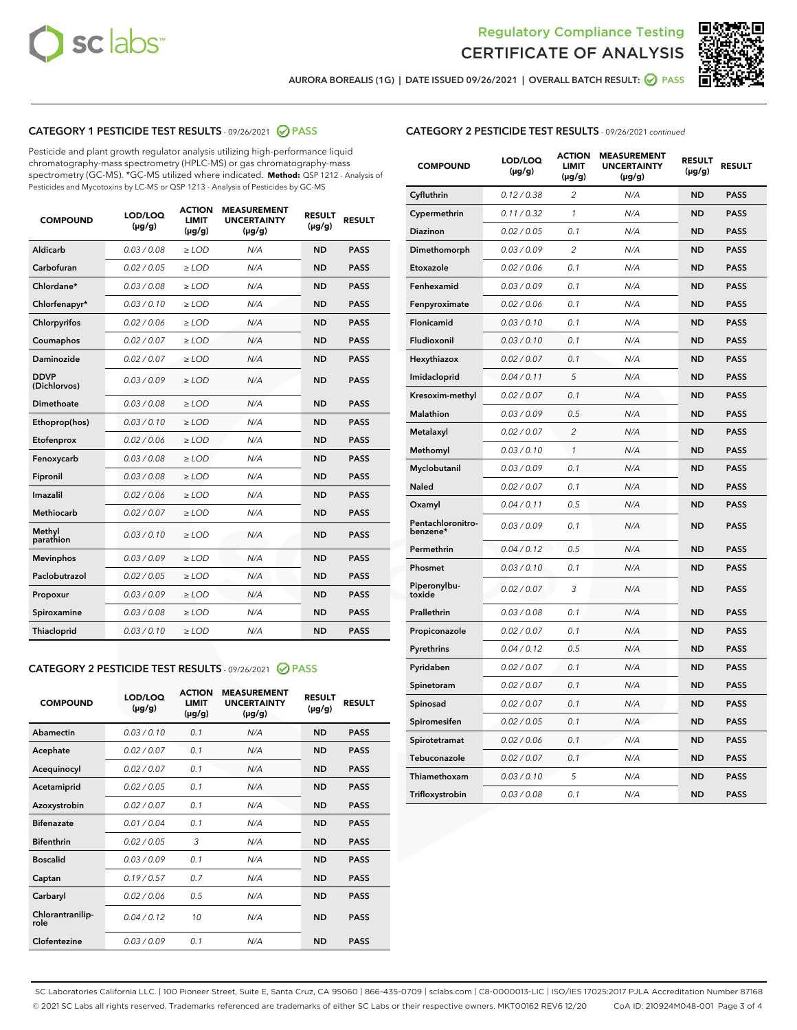# Regulatory Compliance Testing
# CERTIFICATE OF ANALYSIS

AURORA BOREALIS (1G) | DATE ISSUED 09/26/2021 | OVERALL BATCH RESULT: PASS

## CATEGORY 1 PESTICIDE TEST RESULTS - 09/26/2021 PASS

Pesticide and plant growth regulator analysis utilizing high-performance liquid chromatography-mass spectrometry (HPLC-MS) or gas chromatography-mass spectrometry (GC-MS). *GC-MS utilized where indicated. **Method:** QSP 1212 - Analysis of Pesticides and Mycotoxins by LC-MS or QSP 1213 - Analysis of Pesticides by GC-MS

| COMPOUND | LOD/LOQ (µg/g) | ACTION LIMIT (µg/g) | MEASUREMENT UNCERTAINTY (µg/g) | RESULT (µg/g) | RESULT |
|---|---|---|---|---|---|
| Aldicarb | 0.03 / 0.08 | ≥ LOD | N/A | ND | PASS |
| Carbofuran | 0.02 / 0.05 | ≥ LOD | N/A | ND | PASS |
| Chlordane* | 0.03 / 0.08 | ≥ LOD | N/A | ND | PASS |
| Chlorfenapyr* | 0.03 / 0.10 | ≥ LOD | N/A | ND | PASS |
| Chlorpyrifos | 0.02 / 0.06 | ≥ LOD | N/A | ND | PASS |
| Coumaphos | 0.02 / 0.07 | ≥ LOD | N/A | ND | PASS |
| Daminozide | 0.02 / 0.07 | ≥ LOD | N/A | ND | PASS |
| DDVP (Dichlorvos) | 0.03 / 0.09 | ≥ LOD | N/A | ND | PASS |
| Dimethoate | 0.03 / 0.08 | ≥ LOD | N/A | ND | PASS |
| Ethoprop(hos) | 0.03 / 0.10 | ≥ LOD | N/A | ND | PASS |
| Etofenprox | 0.02 / 0.06 | ≥ LOD | N/A | ND | PASS |
| Fenoxycarb | 0.03 / 0.08 | ≥ LOD | N/A | ND | PASS |
| Fipronil | 0.03 / 0.08 | ≥ LOD | N/A | ND | PASS |
| Imazalil | 0.02 / 0.06 | ≥ LOD | N/A | ND | PASS |
| Methiocarb | 0.02 / 0.07 | ≥ LOD | N/A | ND | PASS |
| Methyl parathion | 0.03 / 0.10 | ≥ LOD | N/A | ND | PASS |
| Mevinphos | 0.03 / 0.09 | ≥ LOD | N/A | ND | PASS |
| Paclobutrazol | 0.02 / 0.05 | ≥ LOD | N/A | ND | PASS |
| Propoxur | 0.03 / 0.09 | ≥ LOD | N/A | ND | PASS |
| Spiroxamine | 0.03 / 0.08 | ≥ LOD | N/A | ND | PASS |
| Thiacloprid | 0.03 / 0.10 | ≥ LOD | N/A | ND | PASS |

## CATEGORY 2 PESTICIDE TEST RESULTS - 09/26/2021 PASS

| COMPOUND | LOD/LOQ (µg/g) | ACTION LIMIT (µg/g) | MEASUREMENT UNCERTAINTY (µg/g) | RESULT (µg/g) | RESULT |
|---|---|---|---|---|---|
| Abamectin | 0.03 / 0.10 | 0.1 | N/A | ND | PASS |
| Acephate | 0.02 / 0.07 | 0.1 | N/A | ND | PASS |
| Acequinocyl | 0.02 / 0.07 | 0.1 | N/A | ND | PASS |
| Acetamiprid | 0.02 / 0.05 | 0.1 | N/A | ND | PASS |
| Azoxystrobin | 0.02 / 0.07 | 0.1 | N/A | ND | PASS |
| Bifenazate | 0.01 / 0.04 | 0.1 | N/A | ND | PASS |
| Bifenthrin | 0.02 / 0.05 | 3 | N/A | ND | PASS |
| Boscalid | 0.03 / 0.09 | 0.1 | N/A | ND | PASS |
| Captan | 0.19 / 0.57 | 0.7 | N/A | ND | PASS |
| Carbaryl | 0.02 / 0.06 | 0.5 | N/A | ND | PASS |
| Chlorantraniliprole | 0.04 / 0.12 | 10 | N/A | ND | PASS |
| Clofentezine | 0.03 / 0.09 | 0.1 | N/A | ND | PASS |
| Cyfluthrin | 0.12 / 0.38 | 2 | N/A | ND | PASS |
| Cypermethrin | 0.11 / 0.32 | 1 | N/A | ND | PASS |
| Diazinon | 0.02 / 0.05 | 0.1 | N/A | ND | PASS |
| Dimethomorph | 0.03 / 0.09 | 2 | N/A | ND | PASS |
| Etoxazole | 0.02 / 0.06 | 0.1 | N/A | ND | PASS |
| Fenhexamid | 0.03 / 0.09 | 0.1 | N/A | ND | PASS |
| Fenpyroximate | 0.02 / 0.06 | 0.1 | N/A | ND | PASS |
| Flonicamid | 0.03 / 0.10 | 0.1 | N/A | ND | PASS |
| Fludioxonil | 0.03 / 0.10 | 0.1 | N/A | ND | PASS |
| Hexythiazox | 0.02 / 0.07 | 0.1 | N/A | ND | PASS |
| Imidacloprid | 0.04 / 0.11 | 5 | N/A | ND | PASS |
| Kresoxim-methyl | 0.02 / 0.07 | 0.1 | N/A | ND | PASS |
| Malathion | 0.03 / 0.09 | 0.5 | N/A | ND | PASS |
| Metalaxyl | 0.02 / 0.07 | 2 | N/A | ND | PASS |
| Methomyl | 0.03 / 0.10 | 1 | N/A | ND | PASS |
| Myclobutanil | 0.03 / 0.09 | 0.1 | N/A | ND | PASS |
| Naled | 0.02 / 0.07 | 0.1 | N/A | ND | PASS |
| Oxamyl | 0.04 / 0.11 | 0.5 | N/A | ND | PASS |
| Pentachloronitrobenzene* | 0.03 / 0.09 | 0.1 | N/A | ND | PASS |
| Permethrin | 0.04 / 0.12 | 0.5 | N/A | ND | PASS |
| Phosmet | 0.03 / 0.10 | 0.1 | N/A | ND | PASS |
| Piperonylbutoxide | 0.02 / 0.07 | 3 | N/A | ND | PASS |
| Prallethrin | 0.03 / 0.08 | 0.1 | N/A | ND | PASS |
| Propiconazole | 0.02 / 0.07 | 0.1 | N/A | ND | PASS |
| Pyrethrins | 0.04 / 0.12 | 0.5 | N/A | ND | PASS |
| Pyridaben | 0.02 / 0.07 | 0.1 | N/A | ND | PASS |
| Spinetoram | 0.02 / 0.07 | 0.1 | N/A | ND | PASS |
| Spinosad | 0.02 / 0.07 | 0.1 | N/A | ND | PASS |
| Spiromesifen | 0.02 / 0.05 | 0.1 | N/A | ND | PASS |
| Spirotetramat | 0.02 / 0.06 | 0.1 | N/A | ND | PASS |
| Tebuconazole | 0.02 / 0.07 | 0.1 | N/A | ND | PASS |
| Thiamethoxam | 0.03 / 0.10 | 5 | N/A | ND | PASS |
| Trifloxystrobin | 0.03 / 0.08 | 0.1 | N/A | ND | PASS |

SC Laboratories California LLC. | 100 Pioneer Street, Suite E, Santa Cruz, CA 95060 | 866-435-0709 | sclabs.com | C8-0000013-LIC | ISO/IES 17025:2017 PJLA Accreditation Number 87168
© 2021 SC Labs all rights reserved. Trademarks referenced are trademarks of either SC Labs or their respective owners. MKT00162 REV6 12/20 CoA ID: 210924M048-001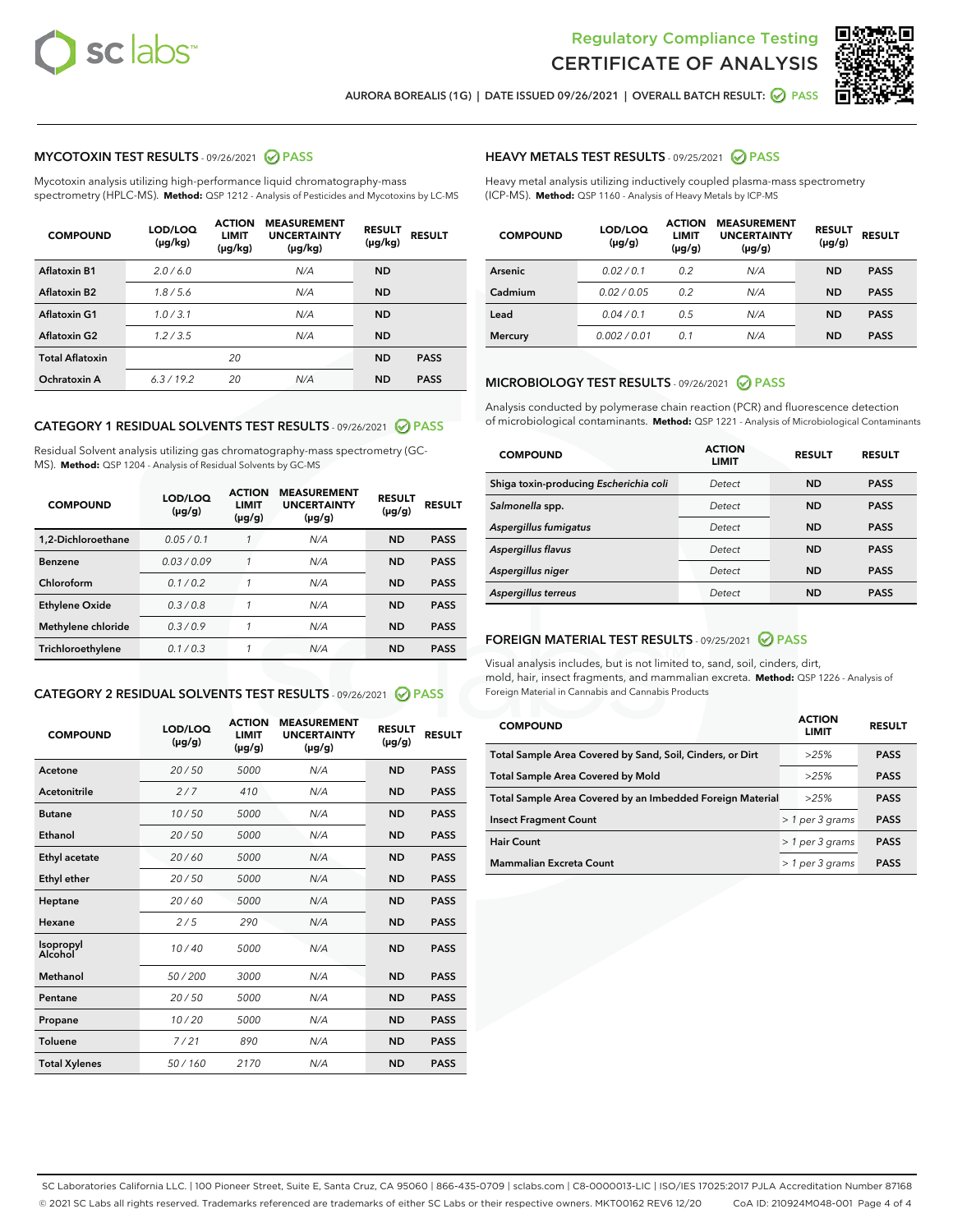Regulatory Compliance Testing
CERTIFICATE OF ANALYSIS

AURORA BOREALIS (1G) | DATE ISSUED 09/26/2021 | OVERALL BATCH RESULT: PASS

## MYCOTOXIN TEST RESULTS - 09/26/2021 PASS

Mycotoxin analysis utilizing high-performance liquid chromatography-mass spectrometry (HPLC-MS). **Method:** QSP 1212 - Analysis of Pesticides and Mycotoxins by LC-MS

| COMPOUND | LOD/LOQ (μg/kg) | ACTION LIMIT (μg/kg) | MEASUREMENT UNCERTAINTY (μg/kg) | RESULT (μg/kg) | RESULT |
|---|---|---|---|---|---|
| Aflatoxin B1 | 2.0 / 6.0 | | N/A | ND | |
| Aflatoxin B2 | 1.8 / 5.6 | | N/A | ND | |
| Aflatoxin G1 | 1.0 / 3.1 | | N/A | ND | |
| Aflatoxin G2 | 1.2 / 3.5 | | N/A | ND | |
| Total Aflatoxin | | 20 | | ND | PASS |
| Ochratoxin A | 6.3 / 19.2 | 20 | N/A | ND | PASS |

## CATEGORY 1 RESIDUAL SOLVENTS TEST RESULTS - 09/26/2021 PASS

Residual Solvent analysis utilizing gas chromatography-mass spectrometry (GC-MS). **Method:** QSP 1204 - Analysis of Residual Solvents by GC-MS

| COMPOUND | LOD/LOQ (μg/g) | ACTION LIMIT (μg/g) | MEASUREMENT UNCERTAINTY (μg/g) | RESULT (μg/g) | RESULT |
|---|---|---|---|---|---|
| 1,2-Dichloroethane | 0.05 / 0.1 | 1 | N/A | ND | PASS |
| Benzene | 0.03 / 0.09 | 1 | N/A | ND | PASS |
| Chloroform | 0.1 / 0.2 | 1 | N/A | ND | PASS |
| Ethylene Oxide | 0.3 / 0.8 | 1 | N/A | ND | PASS |
| Methylene chloride | 0.3 / 0.9 | 1 | N/A | ND | PASS |
| Trichloroethylene | 0.1 / 0.3 | 1 | N/A | ND | PASS |

## CATEGORY 2 RESIDUAL SOLVENTS TEST RESULTS - 09/26/2021 PASS

| COMPOUND | LOD/LOQ (μg/g) | ACTION LIMIT (μg/g) | MEASUREMENT UNCERTAINTY (μg/g) | RESULT (μg/g) | RESULT |
|---|---|---|---|---|---|
| Acetone | 20 / 50 | 5000 | N/A | ND | PASS |
| Acetonitrile | 2 / 7 | 410 | N/A | ND | PASS |
| Butane | 10 / 50 | 5000 | N/A | ND | PASS |
| Ethanol | 20 / 50 | 5000 | N/A | ND | PASS |
| Ethyl acetate | 20 / 60 | 5000 | N/A | ND | PASS |
| Ethyl ether | 20 / 50 | 5000 | N/A | ND | PASS |
| Heptane | 20 / 60 | 5000 | N/A | ND | PASS |
| Hexane | 2 / 5 | 290 | N/A | ND | PASS |
| Isopropyl Alcohol | 10 / 40 | 5000 | N/A | ND | PASS |
| Methanol | 50 / 200 | 3000 | N/A | ND | PASS |
| Pentane | 20 / 50 | 5000 | N/A | ND | PASS |
| Propane | 10 / 20 | 5000 | N/A | ND | PASS |
| Toluene | 7 / 21 | 890 | N/A | ND | PASS |
| Total Xylenes | 50 / 160 | 2170 | N/A | ND | PASS |

## HEAVY METALS TEST RESULTS - 09/25/2021 PASS

Heavy metal analysis utilizing inductively coupled plasma-mass spectrometry (ICP-MS). **Method:** QSP 1160 - Analysis of Heavy Metals by ICP-MS

| COMPOUND | LOD/LOQ (μg/g) | ACTION LIMIT (μg/g) | MEASUREMENT UNCERTAINTY (μg/g) | RESULT (μg/g) | RESULT |
|---|---|---|---|---|---|
| Arsenic | 0.02 / 0.1 | 0.2 | N/A | ND | PASS |
| Cadmium | 0.02 / 0.05 | 0.2 | N/A | ND | PASS |
| Lead | 0.04 / 0.1 | 0.5 | N/A | ND | PASS |
| Mercury | 0.002 / 0.01 | 0.1 | N/A | ND | PASS |

## MICROBIOLOGY TEST RESULTS - 09/26/2021 PASS

Analysis conducted by polymerase chain reaction (PCR) and fluorescence detection of microbiological contaminants. **Method:** QSP 1221 - Analysis of Microbiological Contaminants

| COMPOUND | ACTION LIMIT | RESULT | RESULT |
|---|---|---|---|
| Shiga toxin-producing *Escherichia coli* | Detect | ND | PASS |
| *Salmonella* spp. | Detect | ND | PASS |
| *Aspergillus fumigatus* | Detect | ND | PASS |
| *Aspergillus flavus* | Detect | ND | PASS |
| *Aspergillus niger* | Detect | ND | PASS |
| *Aspergillus terreus* | Detect | ND | PASS |

## FOREIGN MATERIAL TEST RESULTS - 09/25/2021 PASS

Visual analysis includes, but is not limited to, sand, soil, cinders, dirt, mold, hair, insect fragments, and mammalian excreta. **Method:** QSP 1226 - Analysis of Foreign Material in Cannabis and Cannabis Products

| COMPOUND | ACTION LIMIT | RESULT |
|---|---|---|
| Total Sample Area Covered by Sand, Soil, Cinders, or Dirt | >25% | PASS |
| Total Sample Area Covered by Mold | >25% | PASS |
| Total Sample Area Covered by an Imbedded Foreign Material | >25% | PASS |
| Insect Fragment Count | > 1 per 3 grams | PASS |
| Hair Count | > 1 per 3 grams | PASS |
| Mammalian Excreta Count | > 1 per 3 grams | PASS |

SC Laboratories California LLC. | 100 Pioneer Street, Suite E, Santa Cruz, CA 95060 | 866-435-0709 | sclabs.com | C8-0000013-LIC | ISO/IES 17025:2017 PJLA Accreditation Number 87168
© 2021 SC Labs all rights reserved. Trademarks referenced are trademarks of either SC Labs or their respective owners. MKT00162 REV6 12/20 CoA ID: 210924M048-001